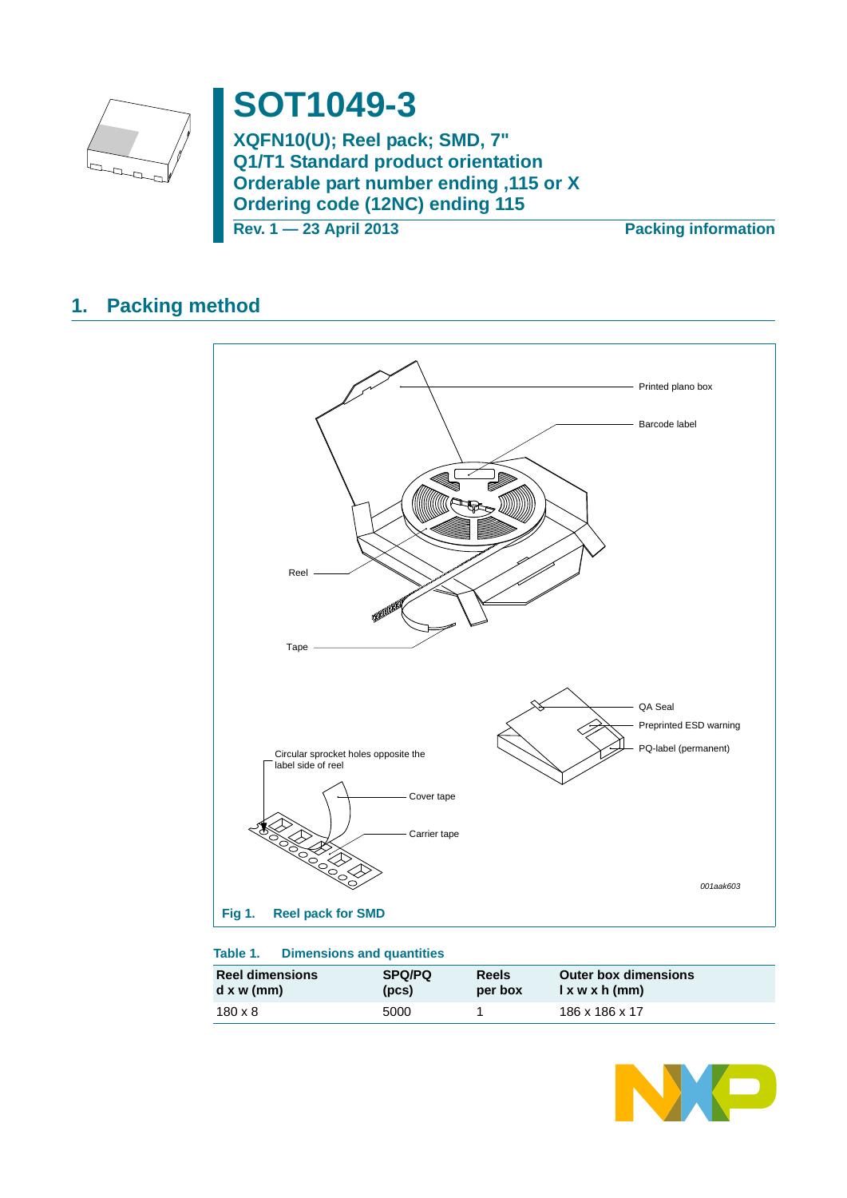# SOT1049-3

**XQFN10(U); Reel pack; SMD, 7"**
**Q1/T1 Standard product orientation**
**Orderable part number ending ,115 or X**
**Ordering code (12NC) ending 115**

**Rev. 1 — 23 April 2013** **Packing information**

## 1. Packing method

Printed plano box

Barcode label

Reel

Tape

QA Seal

Preprinted ESD warning

PQ-label (permanent)

Circular sprocket holes opposite the label side of reel

Cover tape

Carrier tape

001aak603

**Fig 1. Reel pack for SMD**

**Table 1. Dimensions and quantities**

| Reel dimensions d x w (mm) | SPQ/PQ (pcs) | Reels per box | Outer box dimensions l x w x h (mm) |
|---|---|---|---|
| 180 x 8 | 5000 | 1 | 186 x 186 x 17 |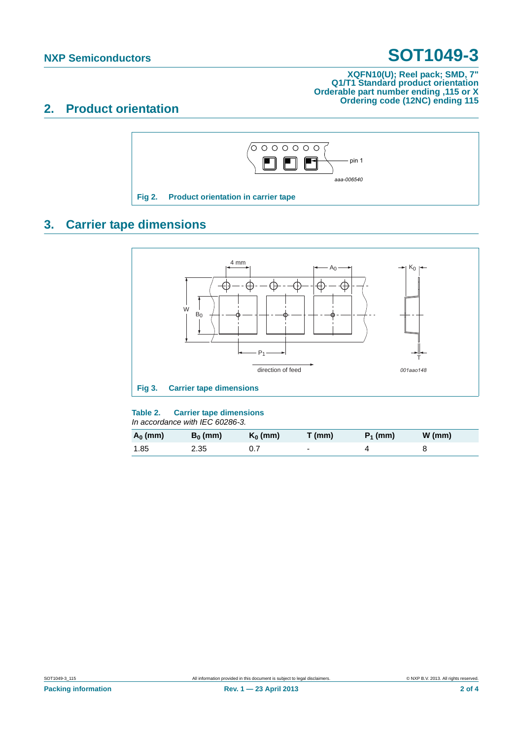## 2. Product orientation

Fig 2. Product orientation in carrier tape

## 3. Carrier tape dimensions

Fig 3. Carrier tape dimensions

**Table 2. Carrier tape dimensions**

*In accordance with IEC 60286-3.*

| $A_0$ (mm) | $B_0$ (mm) | $K_0$ (mm) | T (mm) | $P_1$ (mm) | W (mm) |
|---|---|---|---|---|---|
| 1.85 | 2.35 | 0.7 | - | 4 | 8 |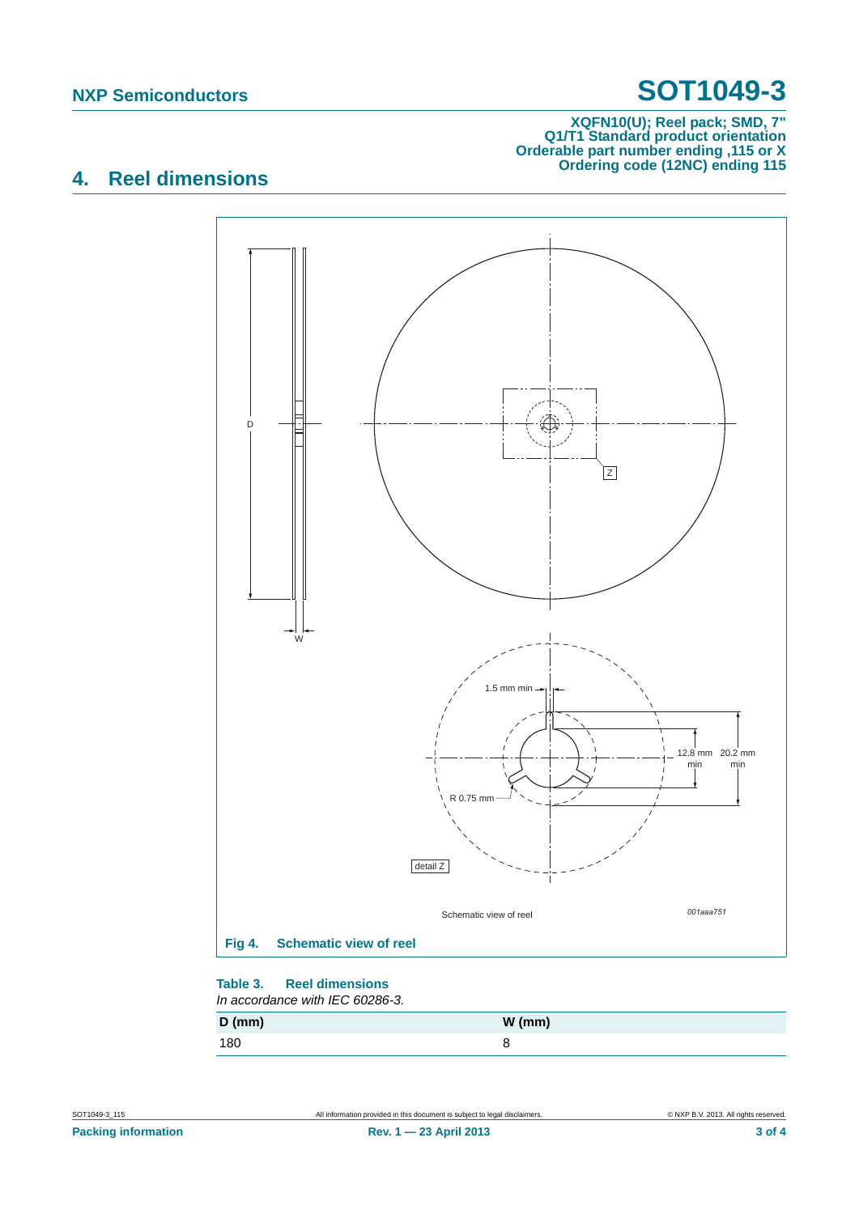## 4. Reel dimensions

Schematic view of reel

Fig 4. Schematic view of reel

**Table 3. Reel dimensions**

*In accordance with IEC 60286-3.*

| D (mm) | W (mm) |
|---|---|
| 180 | 8 |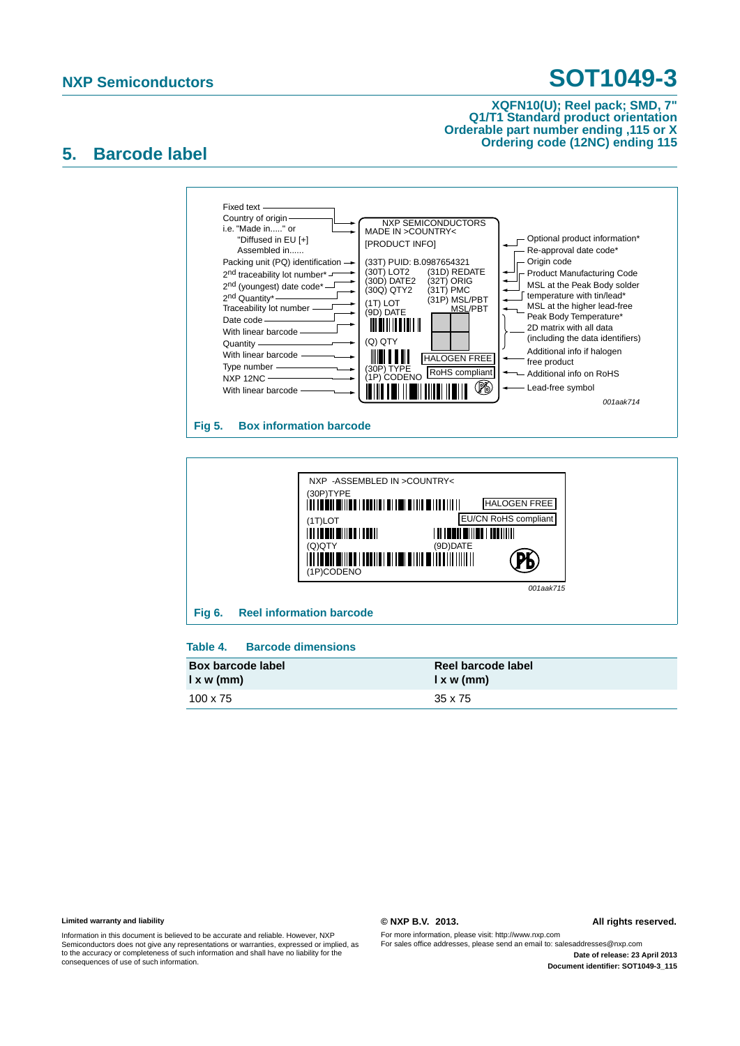## 5. Barcode label

Fixed text
Country of origin
i.e. "Made in....." or
"Diffused in EU [+]
Assembled in......
Packing unit (PQ) identification
2nd traceability lot number*
2nd (youngest) date code*
2nd Quantity*
Traceability lot number
Date code
With linear barcode
Quantity
With linear barcode
Type number
NXP 12NC
With linear barcode

NXP SEMICONDUCTORS
MADE IN >COUNTRY<
[PRODUCT INFO]
(33T) PUID: B.0987654321
(30T) LOT2
(30D) DATE2
(30Q) QTY2
(1T) LOT
(9D) DATE
(31D) REDATE
(32T) ORIG
(31T) PMC
(31P) MSL/PBT
MSL/PBT
(Q) QTY
HALOGEN FREE
(30P) TYPE
(1P) CODENO
RoHS compliant

Optional product information*
Re-approval date code*
Origin code
Product Manufacturing Code
MSL at the Peak Body solder temperature with tin/lead*
MSL at the higher lead-free Peak Body Temperature*
2D matrix with all data (including the data identifiers)
Additional info if halogen free product
Additional info on RoHS
Lead-free symbol

001aak714

**Fig 5. Box information barcode**

NXP -ASSEMBLED IN >COUNTRY<
(30P)TYPE
HALOGEN FREE
(1T)LOT
EU/CN RoHS compliant
(Q)QTY
(9D)DATE
(1P)CODENO

001aak715

**Fig 6. Reel information barcode**

**Table 4. Barcode dimensions**

| Box barcode label l x w (mm) | Reel barcode label l x w (mm) |
|---|---|
| 100 x 75 | 35 x 75 |